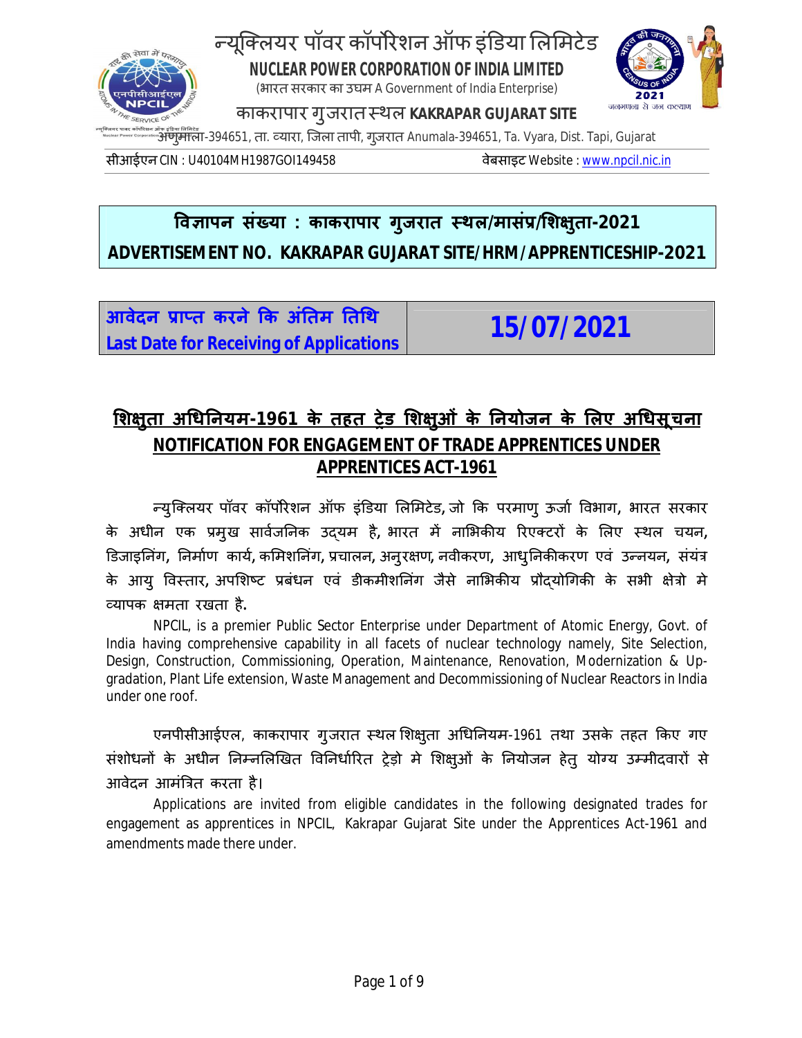# न्यूक्लियर पॉवर कॉर्पोरेशन ऑफ इंडिया लिमिटेड
**NUCLEAR POWER CORPORATION OF INDIA LIMITED**
(भारत सरकार का उपक्रम A Government of India Enterprise)

काकरापार गुजरात स्थल **KAKRAPAR GUJARAT SITE**

अणुमाला-394651, ता. व्यारा, जिला तापी, गुजरात Anumala-394651, Ta. Vyara, Dist. Tapi, Gujarat

सीआईएन CIN : U40104MH1987GOI149458 वेबसाइट Website : www.npcil.nic.in

## विज्ञापन संख्या : काकरापार गुजरात स्थल/मासंप्र/शिक्षुता-2021
## ADVERTISEMENT NO. KAKRAPAR GUJARAT SITE/HRM/APPRENTICESHIP-2021

| आवेदन प्राप्त करने कि अंतिम तिथि<br>Last Date for Receiving of Applications | **15/07/2021** |
|---|---|

## शिक्षुता अधिनियम-1961 के तहत ट्रेड शिक्षुओं के नियोजन के लिए अधिसूचना
## NOTIFICATION FOR ENGAGEMENT OF TRADE APPRENTICES UNDER APPRENTICES ACT-1961

न्युक्लियर पॉवर कॉर्पोरेशन ऑफ इंडिया लिमिटेड, जो कि परमाणु ऊर्जा विभाग, भारत सरकार के अधीन एक प्रमुख सार्वजनिक उद्यम है, भारत में नाभिकीय रिएक्टरों के लिए स्थल चयन, डिजाइनिंग, निर्माण कार्य, कमिशनिंग, प्रचालन, अनुरक्षण, नवीकरण, आधुनिकीकरण एवं उन्नयन, संयंत्र के आयु विस्तार, अपशिष्ट प्रबंधन एवं डीकमीशनिंग जैसे नाभिकीय प्रौद्योगिकी के सभी क्षेत्रो मे व्यापक क्षमता रखता है.

NPCIL, is a premier Public Sector Enterprise under Department of Atomic Energy, Govt. of India having comprehensive capability in all facets of nuclear technology namely, Site Selection, Design, Construction, Commissioning, Operation, Maintenance, Renovation, Modernization & Up-gradation, Plant Life extension, Waste Management and Decommissioning of Nuclear Reactors in India under one roof.

एनपीसीआईएल, काकरापार गुजरात स्थल शिक्षुता अधिनियम-1961 तथा उसके तहत किए गए संशोधनों के अधीन निम्नलिखित विनिर्धारित ट्रेड़ो मे शिक्षुओं के नियोजन हेतु योग्य उम्मीदवारों से आवेदन आमंत्रित करता है।

Applications are invited from eligible candidates in the following designated trades for engagement as apprentices in NPCIL, Kakrapar Gujarat Site under the Apprentices Act-1961 and amendments made there under.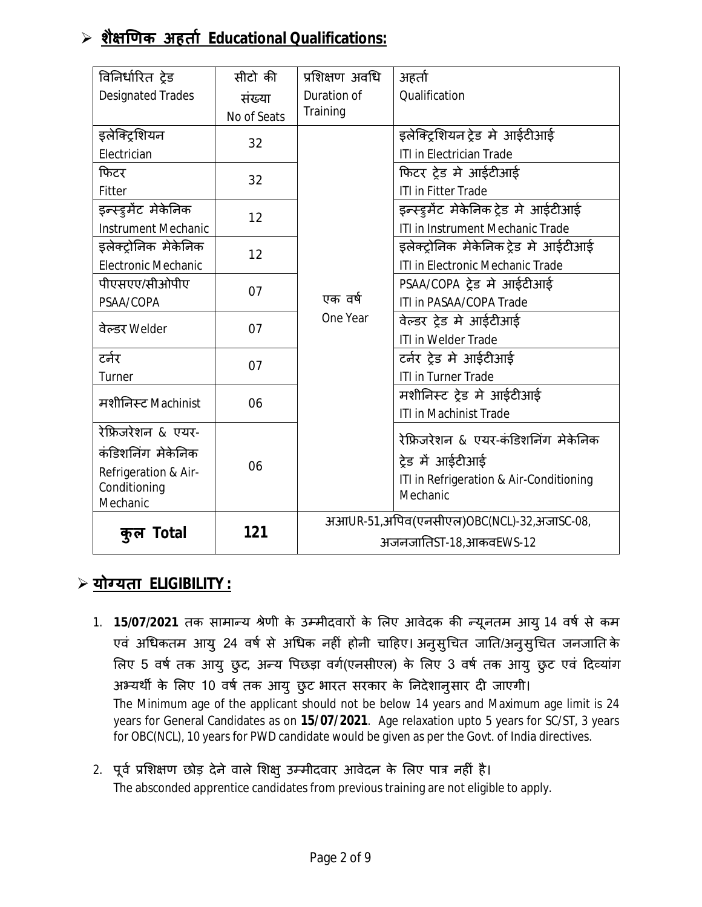## ➢ शैक्षणिक अहर्ता Educational Qualifications:

| विनिर्धारित ट्रेड Designated Trades | सीटो की संख्या No of Seats | प्रशिक्षण अवधि Duration of Training | अहर्ता Qualification |
|---|---|---|---|
| इलेक्ट्रिशियन Electrician | 32 | एक वर्ष One Year | इलेक्ट्रिशियन ट्रेड मे आईटीआई ITI in Electrician Trade |
| फिटर Fitter | 32 | | फिटर ट्रेड मे आईटीआई ITI in Fitter Trade |
| इन्स्ट्रुमेंट मेकेनिक Instrument Mechanic | 12 | | इन्स्ट्रुमेंट मेकेनिक ट्रेड मे आईटीआई ITI in Instrument Mechanic Trade |
| इलेक्ट्रोनिक मेकेनिक Electronic Mechanic | 12 | | इलेक्ट्रोनिक मेकेनिक ट्रेड मे आईटीआई ITI in Electronic Mechanic Trade |
| पीएसएए/सीओपीए PSAA/COPA | 07 | | PSAA/COPA ट्रेड मे आईटीआई ITI in PASAA/COPA Trade |
| वेल्डर Welder | 07 | | वेल्डर ट्रेड मे आईटीआई ITI in Welder Trade |
| टर्नर Turner | 07 | | टर्नर ट्रेड मे आईटीआई ITI in Turner Trade |
| मशीनिस्ट Machinist | 06 | | मशीनिस्ट ट्रेड मे आईटीआई ITI in Machinist Trade |
| रेफ्रिजरेशन & एयर-कंडिशनिंग मेकेनिक Refrigeration & Air-Conditioning Mechanic | 06 | | रेफ्रिजरेशन & एयर-कंडिशनिंग मेकेनिक ट्रेड में आईटीआई ITI in Refrigeration & Air-Conditioning Mechanic |
| **कुल Total** | **121** | अआUR-51,अपिव(एनसीएल)OBC(NCL)-32,अजाSC-08, अजनजातिST-18,आकवEWS-12 | |

## ➢ योग्यता ELIGIBILITY :

1. **15/07/2021** तक सामान्य श्रेणी के उम्मीदवारों के लिए आवेदक की न्यूनतम आयु 14 वर्ष से कम एवं अधिकतम आयु 24 वर्ष से अधिक नहीं होनी चाहिए। अनुसुचित जाति/अनुसुचित जनजाति के लिए 5 वर्ष तक आयु छुट, अन्य पिछड़ा वर्ग(एनसीएल) के लिए 3 वर्ष तक आयु छुट एवं दिव्यांग अभ्यर्थी के लिए 10 वर्ष तक आयु छुट भारत सरकार के निदेशानुसार दी जाएगी।
   The Minimum age of the applicant should not be below 14 years and Maximum age limit is 24 years for General Candidates as on **15/07/2021**. Age relaxation upto 5 years for SC/ST, 3 years for OBC(NCL), 10 years for PWD candidate would be given as per the Govt. of India directives.

2. पूर्व प्रशिक्षण छोड़ देने वाले शिक्षु उम्मीदवार आवेदन के लिए पात्र नहीं है।
   The absconded apprentice candidates from previous training are not eligible to apply.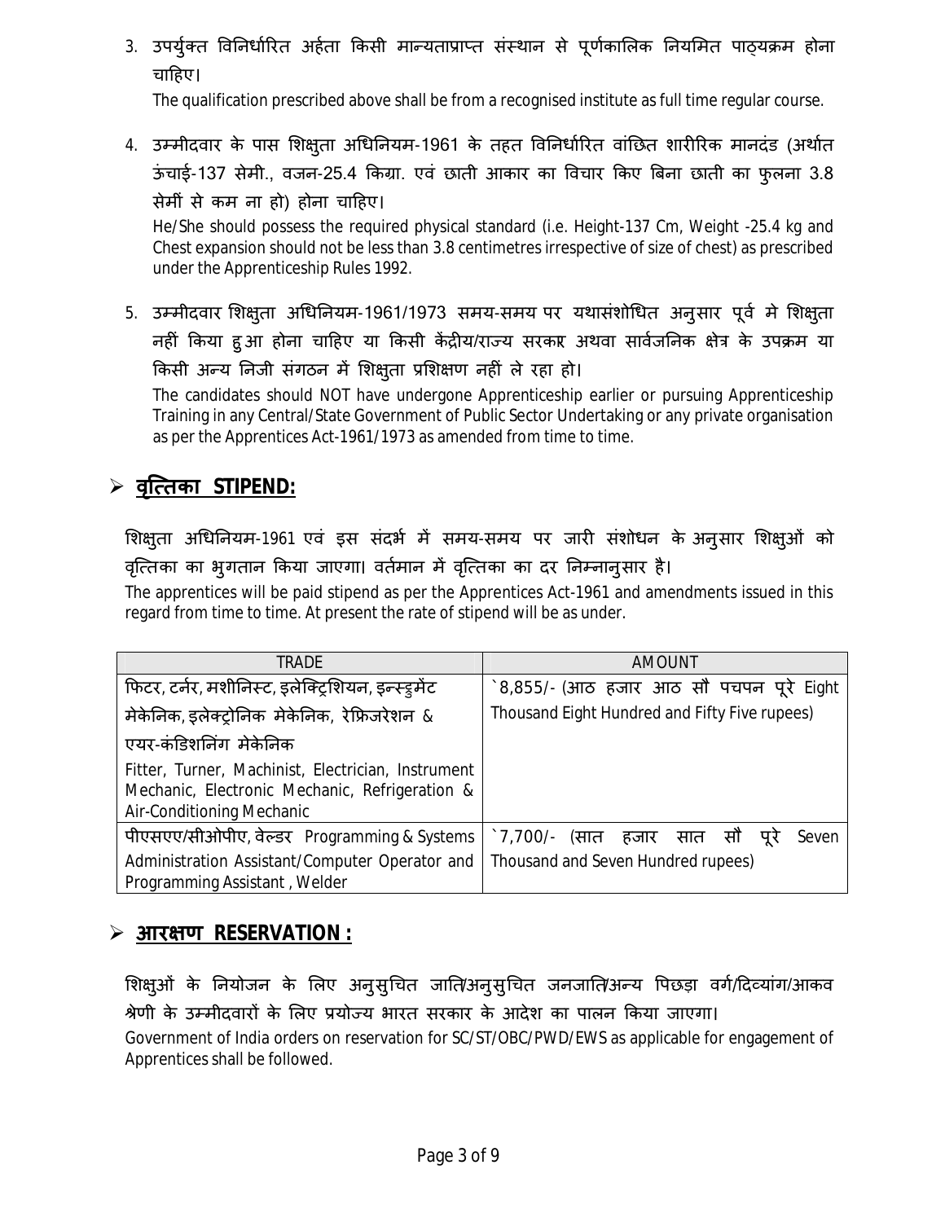3. उपर्युक्त विनिर्धारित अर्हता किसी मान्यताप्राप्त संस्थान से पूर्णकालिक नियमित पाठ्यक्रम होना चाहिए।

   The qualification prescribed above shall be from a recognised institute as full time regular course.

4. उम्मीदवार के पास शिक्षुता अधिनियम-1961 के तहत विनिर्धारित वांछित शारीरिक मानदंड (अर्थात ऊंचाई-137 सेमी., वजन-25.4 किग्रा. एवं छाती आकार का विचार किए बिना छाती का फुलना 3.8 सेमीं से कम ना हो) होना चाहिए।

   He/She should possess the required physical standard (i.e. Height-137 Cm, Weight -25.4 kg and Chest expansion should not be less than 3.8 centimetres irrespective of size of chest) as prescribed under the Apprenticeship Rules 1992.

5. उम्मीदवार शिक्षुता अधिनियम-1961/1973 समय-समय पर यथासंशोधित अनुसार पूर्व मे शिक्षुता नहीं किया हुआ होना चाहिए या किसी केंद्रीय/राज्य सरकार अथवा सार्वजनिक क्षेत्र के उपक्रम या किसी अन्य निजी संगठन में शिक्षुता प्रशिक्षण नहीं ले रहा हो।

   The candidates should NOT have undergone Apprenticeship earlier or pursuing Apprenticeship Training in any Central/State Government of Public Sector Undertaking or any private organisation as per the Apprentices Act-1961/1973 as amended from time to time.

## ➢ वृत्तिका STIPEND:

शिक्षुता अधिनियम-1961 एवं इस संदर्भ में समय-समय पर जारी संशोधन के अनुसार शिक्षुओं को वृत्तिका का भुगतान किया जाएगा। वर्तमान में वृत्तिका का दर निम्नानुसार है।

The apprentices will be paid stipend as per the Apprentices Act-1961 and amendments issued in this regard from time to time. At present the rate of stipend will be as under.

| TRADE | AMOUNT |
|---|---|
| फिटर, टर्नर, मशीनिस्ट, इलेक्ट्रिशियन, इन्स्ट्रुमेंट मेकेनिक, इलेक्ट्रोनिक मेकेनिक, रेफ्रिजरेशन & एयर-कंडिशनिंग मेकेनिक<br>Fitter, Turner, Machinist, Electrician, Instrument Mechanic, Electronic Mechanic, Refrigeration & Air-Conditioning Mechanic | `8,855/- (आठ हजार आठ सौ पचपन पूरे Eight Thousand Eight Hundred and Fifty Five rupees) |
| पीएसएए/सीओपीए, वेल्डर Programming & Systems Administration Assistant/Computer Operator and Programming Assistant , Welder | `7,700/- (सात हजार सात सौ पूरे Seven Thousand and Seven Hundred rupees) |

## ➢ आरक्षण RESERVATION :

शिक्षुओं के नियोजन के लिए अनुसुचित जाति/अनुसुचित जनजाति/अन्य पिछड़ा वर्ग/दिव्यांग/आकव श्रेणी के उम्मीदवारों के लिए प्रयोज्य भारत सरकार के आदेश का पालन किया जाएगा।

Government of India orders on reservation for SC/ST/OBC/PWD/EWS as applicable for engagement of Apprentices shall be followed.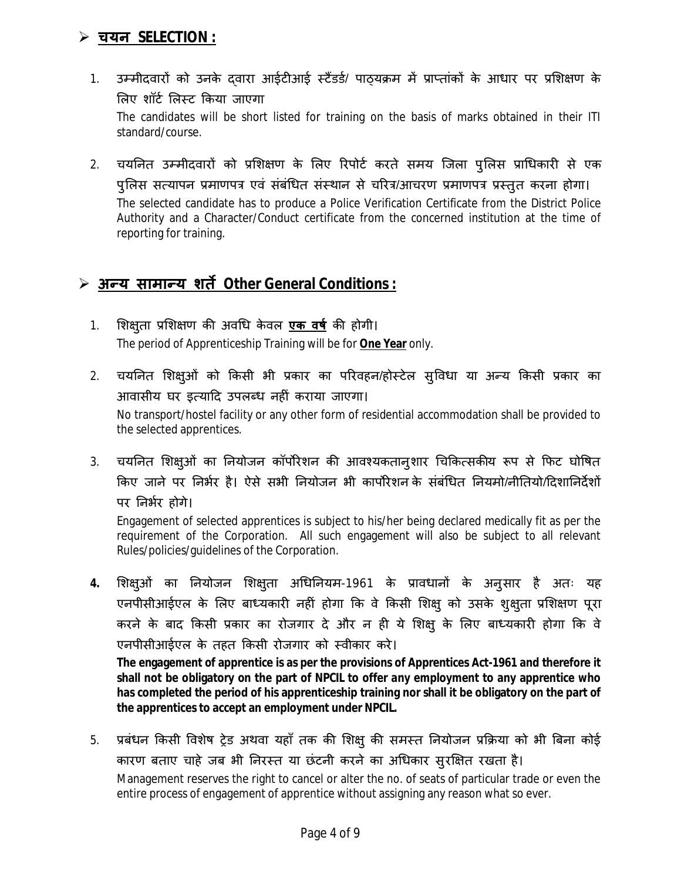## ➢ चयन SELECTION :

1. उम्मीदवारों को उनके द्वारा आईटीआई स्टैंडर्ड/ पाठ्यक्रम में प्राप्तांकों के आधार पर प्रशिक्षण के लिए शॉर्ट लिस्ट किया जाएगा
   The candidates will be short listed for training on the basis of marks obtained in their ITI standard/course.

2. चयनित उम्मीदवारों को प्रशिक्षण के लिए रिपोर्ट करते समय जिला पुलिस प्राधिकारी से एक पुलिस सत्यापन प्रमाणपत्र एवं संबंधित संस्थान से चरित्र/आचरण प्रमाणपत्र प्रस्तुत करना होगा।
   The selected candidate has to produce a Police Verification Certificate from the District Police Authority and a Character/Conduct certificate from the concerned institution at the time of reporting for training.

## ➢ अन्य सामान्य शर्तें Other General Conditions :

1. शिक्षुता प्रशिक्षण की अवधि केवल **एक वर्ष** की होगी।
   The period of Apprenticeship Training will be for **One Year** only.

2. चयनित शिक्षुओं को किसी भी प्रकार का परिवहन/होस्टेल सुविधा या अन्य किसी प्रकार का आवासीय घर इत्यादि उपलब्ध नहीं कराया जाएगा।
   No transport/hostel facility or any other form of residential accommodation shall be provided to the selected apprentices.

3. चयनित शिक्षुओं का नियोजन कॉर्पोरेशन की आवश्यकतानुशार चिकित्सकीय रूप से फिट घोषित किए जाने पर निर्भर है। ऐसे सभी नियोजन भी कार्पोरेशन के संबंधित नियमो/नीतियो/दिशानिर्देशों पर निर्भर होगे।
   Engagement of selected apprentices is subject to his/her being declared medically fit as per the requirement of the Corporation. All such engagement will also be subject to all relevant Rules/policies/guidelines of the Corporation.

4. शिक्षुओं का नियोजन शिक्षुता अधिनियम-1961 के प्रावधानों के अनुसार है अतः यह एनपीसीआईएल के लिए बाध्यकारी नहीं होगा कि वे किसी शिक्षु को उसके शुक्षुता प्रशिक्षण पूरा करने के बाद किसी प्रकार का रोजगार दे और न ही ये शिक्षु के लिए बाध्यकारी होगा कि वे एनपीसीआईएल के तहत किसी रोजगार को स्वीकार करे।
   **The engagement of apprentice is as per the provisions of Apprentices Act-1961 and therefore it shall not be obligatory on the part of NPCIL to offer any employment to any apprentice who has completed the period of his apprenticeship training nor shall it be obligatory on the part of the apprentices to accept an employment under NPCIL.**

5. प्रबंधन किसी विशेष ट्रेड अथवा यहाँ तक की शिक्षु की समस्त नियोजन प्रक्रिया को भी बिना कोई कारण बताए चाहे जब भी निरस्त या छंटनी करने का अधिकार सुरक्षित रखता है।
   Management reserves the right to cancel or alter the no. of seats of particular trade or even the entire process of engagement of apprentice without assigning any reason what so ever.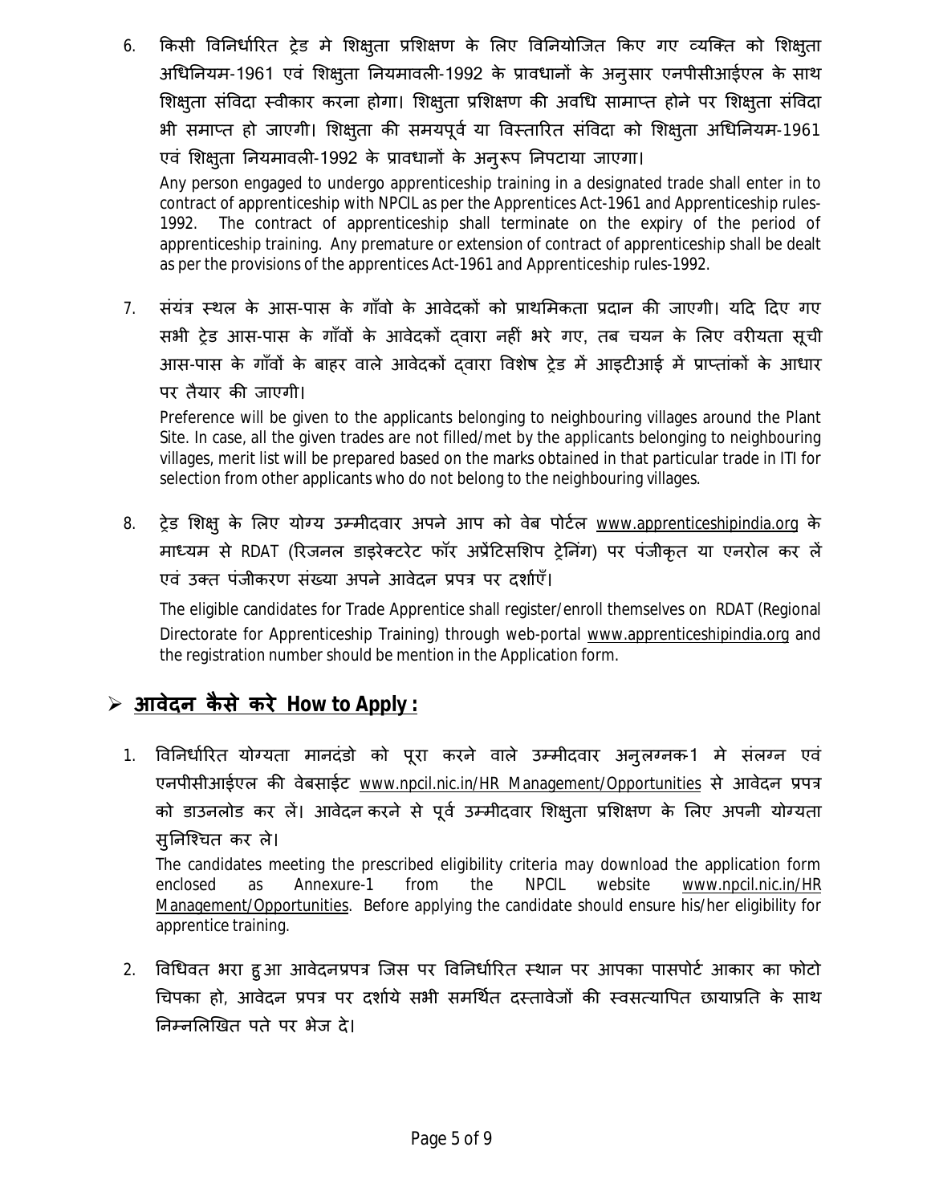6. किसी विनिर्धारित ट्रेड मे शिक्षुता प्रशिक्षण के लिए विनियोजित किए गए व्यक्ति को शिक्षुता अधिनियम-1961 एवं शिक्षुता नियमावली-1992 के प्रावधानों के अनुसार एनपीसीआईएल के साथ शिक्षुता संविदा स्वीकार करना होगा। शिक्षुता प्रशिक्षण की अवधि सामाप्त होने पर शिक्षुता संविदा भी समाप्त हो जाएगी। शिक्षुता की समयपूर्व या विस्तारित संविदा को शिक्षुता अधिनियम-1961 एवं शिक्षुता नियमावली-1992 के प्रावधानों के अनुरूप निपटाया जाएगा।

   Any person engaged to undergo apprenticeship training in a designated trade shall enter in to contract of apprenticeship with NPCIL as per the Apprentices Act-1961 and Apprenticeship rules-1992. The contract of apprenticeship shall terminate on the expiry of the period of apprenticeship training. Any premature or extension of contract of apprenticeship shall be dealt as per the provisions of the apprentices Act-1961 and Apprenticeship rules-1992.

7. संयंत्र स्थल के आस-पास के गाँवो के आवेदकों को प्राथमिकता प्रदान की जाएगी। यदि दिए गए सभी ट्रेड आस-पास के गाँवों के आवेदकों द्वारा नहीं भरे गए, तब चयन के लिए वरीयता सूची आस-पास के गाँवों के बाहर वाले आवेदकों द्वारा विशेष ट्रेड में आइटीआई में प्राप्तांकों के आधार पर तैयार की जाएगी।

   Preference will be given to the applicants belonging to neighbouring villages around the Plant Site. In case, all the given trades are not filled/met by the applicants belonging to neighbouring villages, merit list will be prepared based on the marks obtained in that particular trade in ITI for selection from other applicants who do not belong to the neighbouring villages.

8. ट्रेड शिक्षु के लिए योग्य उम्मीदवार अपने आप को वेब पोर्टल www.apprenticeshipindia.org के माध्यम से RDAT (रिजनल डाइरेक्टरेट फॉर अप्रेंटिसशिप ट्रेनिंग) पर पंजीकृत या एनरोल कर लें एवं उक्त पंजीकरण संख्या अपने आवेदन प्रपत्र पर दर्शाएँ।

   The eligible candidates for Trade Apprentice shall register/enroll themselves on RDAT (Regional Directorate for Apprenticeship Training) through web-portal www.apprenticeshipindia.org and the registration number should be mention in the Application form.

## ➢ आवेदन कैसे करे How to Apply :

1. विनिर्धारित योग्यता मानदंडो को पूरा करने वाले उम्मीदवार अनुलग्नक-1 मे संलग्न एवं एनपीसीआईएल की वेबसाईट www.npcil.nic.in/HR Management/Opportunities से आवेदन प्रपत्र को डाउनलोड कर लें। आवेदन करने से पूर्व उम्मीदवार शिक्षुता प्रशिक्षण के लिए अपनी योग्यता सुनिश्चित कर ले।

   The candidates meeting the prescribed eligibility criteria may download the application form enclosed as Annexure-1 from the NPCIL website www.npcil.nic.in/HR Management/Opportunities. Before applying the candidate should ensure his/her eligibility for apprentice training.

2. विधिवत भरा हुआ आवेदनप्रपत्र जिस पर विनिर्धारित स्थान पर आपका पासपोर्ट आकार का फोटो चिपका हो, आवेदन प्रपत्र पर दर्शाये सभी समर्थित दस्तावेजों की स्वसत्यापित छायाप्रति के साथ निम्नलिखित पते पर भेज दे।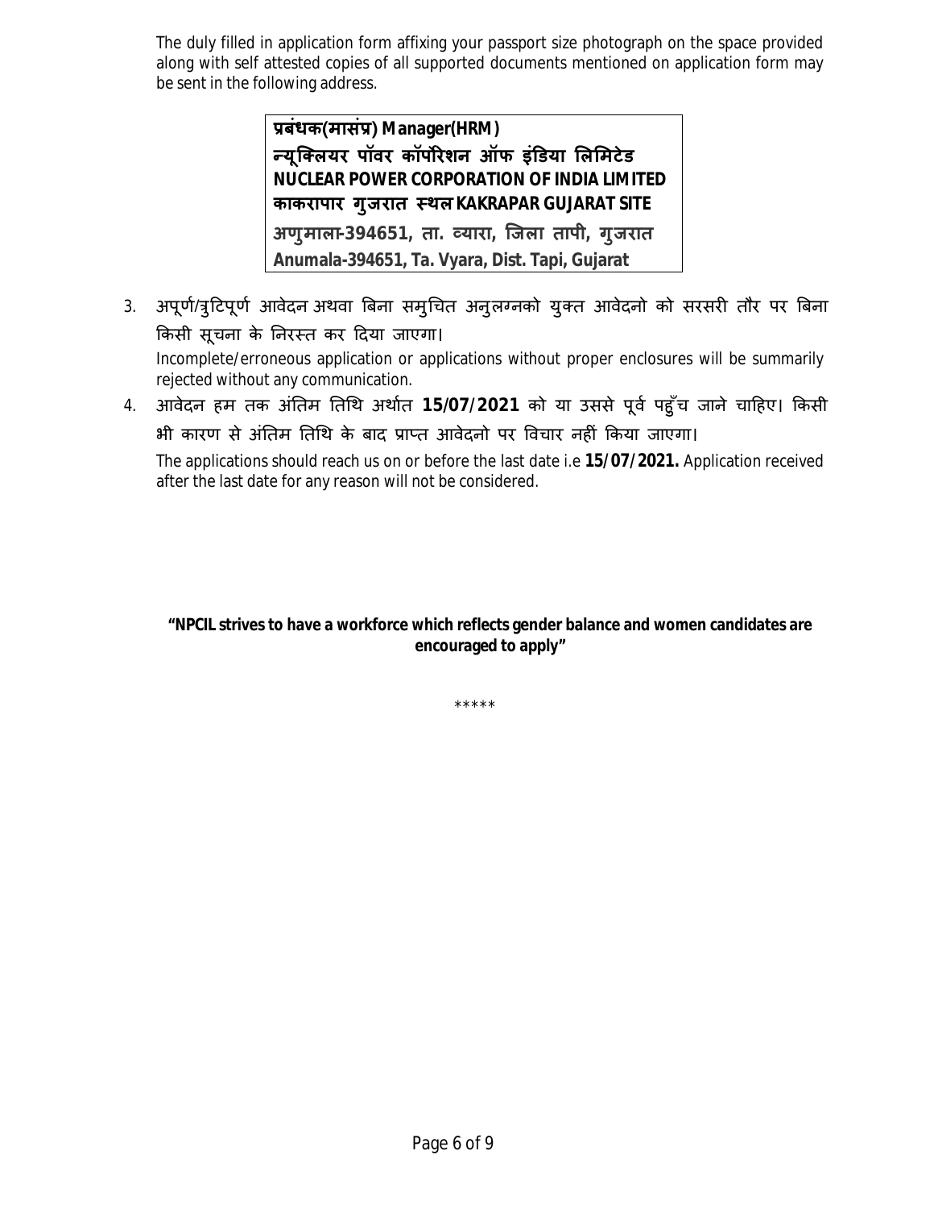The duly filled in application form affixing your passport size photograph on the space provided along with self attested copies of all supported documents mentioned on application form may be sent in the following address.

> **प्रबंधक(मासंप्र) Manager(HRM)**
> **न्यूक्लियर पॉवर कॉर्पोरेशन ऑफ इंडिया लिमिटेड**
> **NUCLEAR POWER CORPORATION OF INDIA LIMITED**
> **काकरापार गुजरात स्थल KAKRAPAR GUJARAT SITE**
> **अणुमाला-394651, ता. व्यारा, जिला तापी, गुजरात**
> **Anumala-394651, Ta. Vyara, Dist. Tapi, Gujarat**

3. अपूर्ण/त्रुटिपूर्ण आवेदन अथवा बिना समुचित अनुलग्नको युक्त आवेदनो को सरसरी तौर पर बिना किसी सूचना के निरस्त कर दिया जाएगा।

   Incomplete/erroneous application or applications without proper enclosures will be summarily rejected without any communication.

4. आवेदन हम तक अंतिम तिथि अर्थात **15/07/2021** को या उससे पूर्व पहुँच जाने चाहिए। किसी भी कारण से अंतिम तिथि के बाद प्राप्त आवेदनो पर विचार नहीं किया जाएगा।

   The applications should reach us on or before the last date i.e **15/07/2021.** Application received after the last date for any reason will not be considered.

**"NPCIL strives to have a workforce which reflects gender balance and women candidates are encouraged to apply"**

*****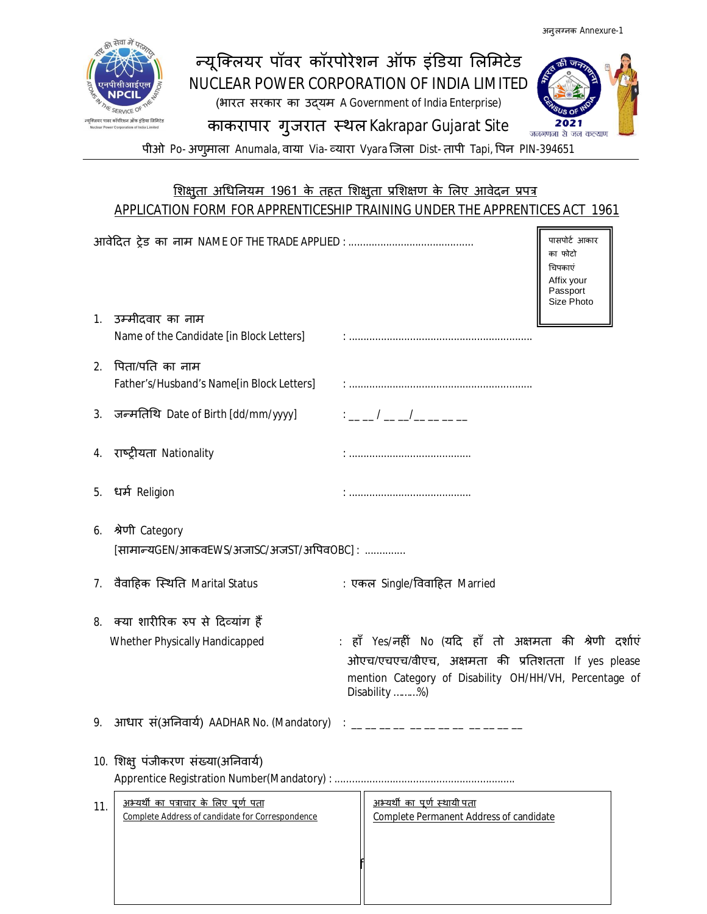अनुलग्नक Annexure-1

# न्यूक्लियर पॉवर कॉरपोरेशन ऑफ इंडिया लिमिटेड
# NUCLEAR POWER CORPORATION OF INDIA LIMITED

(भारत सरकार का उद्यम A Government of India Enterprise)

## काकरापार गुजरात स्थल Kakrapar Gujarat Site

पीओ Po- अणुमाला Anumala, वाया Via- व्यारा Vyara जिला Dist- तापी Tapi, पिन PIN-394651

---

## शिक्षुता अधिनियम 1961 के तहत शिक्षुता प्रशिक्षण के लिए आवेदन प्रपत्र
## APPLICATION FORM FOR APPRENTICESHIP TRAINING UNDER THE APPRENTICES ACT 1961

आवेदित ट्रेड का नाम NAME OF THE TRADE APPLIED : ..........................................

पासपोर्ट आकार का फोटो चिपकाएं
Affix your Passport Size Photo

1. उम्मीदवार का नाम
   Name of the Candidate [in Block Letters] : ..............................................................

2. पिता/पति का नाम
   Father's/Husband's Name[in Block Letters] : ..............................................................

3. जन्मतिथि Date of Birth [dd/mm/yyyy] : __ __ / __ __/__ __ __ __

4. राष्ट्रीयता Nationality : .........................................

5. धर्म Religion : .........................................

6. श्रेणी Category
   [सामान्यGEN/आकवEWS/अजाSC/अजST/अपिवOBC] : .............

7. वैवाहिक स्थिति Marital Status : एकल Single/विवाहित Married

8. क्या शारीरिक रुप से दिव्यांग हैं
   Whether Physically Handicapped : हाँ Yes/नहीं No (यदि हाँ तो अक्षमता की श्रेणी दर्शाएं ओएच/एचएच/वीएच, अक्षमता की प्रतिशतता If yes please mention Category of Disability OH/HH/VH, Percentage of Disability ........%)

9. आधार सं(अनिवार्य) AADHAR No. (Mandatory) : __ __ __ __ __ __ __ __ __ __ __ __

10. शिक्षु पंजीकरण संख्या(अनिवार्य)
    Apprentice Registration Number(Mandatory) : .............................................................

11.

| अभ्यर्थी का पत्राचार के लिए पूर्ण पता<br>Complete Address of candidate for Correspondence | अभ्यर्थी का पूर्ण स्थायी पता<br>Complete Permanent Address of candidate |
|---|---|
| | |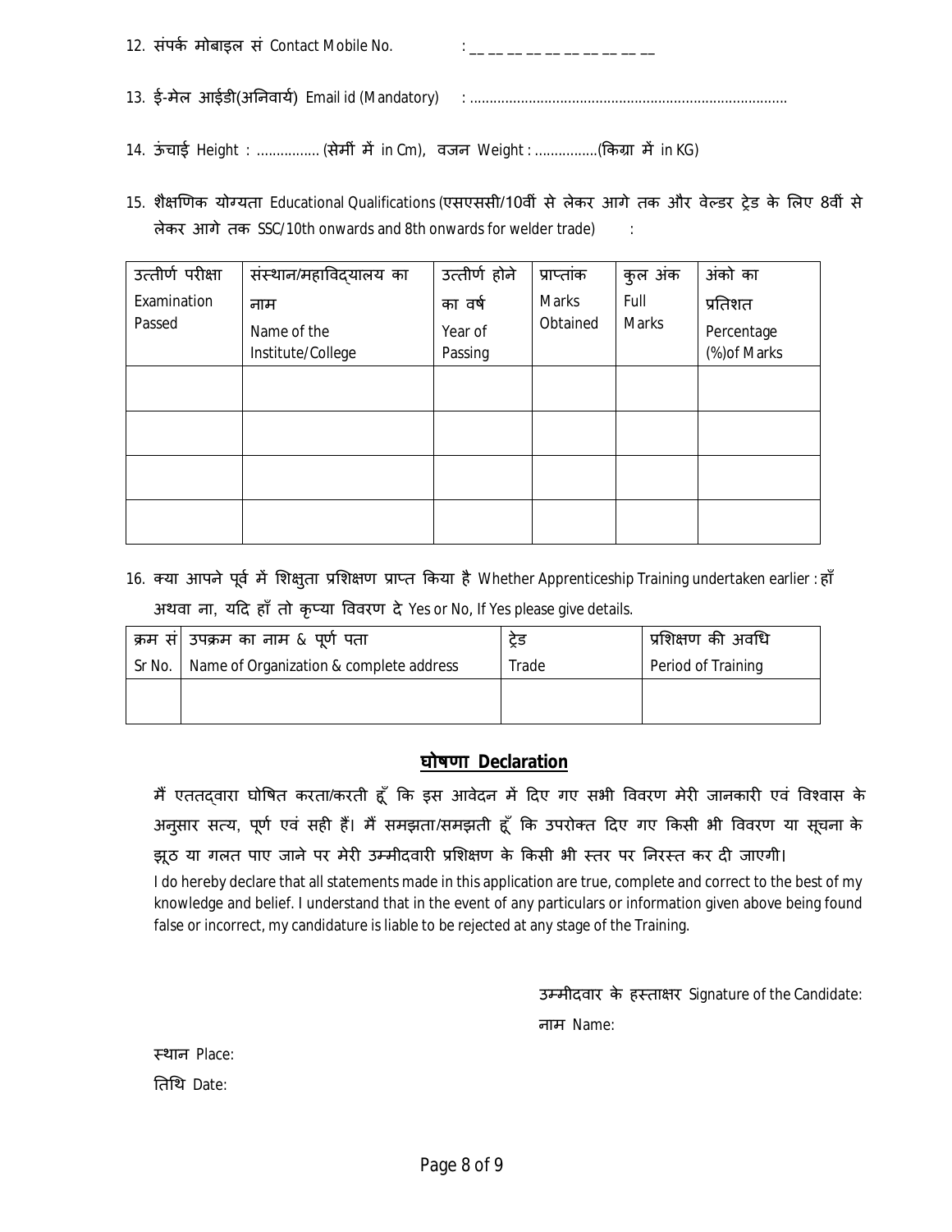12. संपर्क मोबाइल सं Contact Mobile No. : __ __ __ __ __ __ __ __ __ __

13. ई-मेल आईडी(अनिवार्य) Email id (Mandatory) : ................................................................................

14. ऊंचाई Height : ................ (सेमीं में in Cm), वजन Weight : ................(किग्रा में in KG)

15. शैक्षणिक योग्यता Educational Qualifications (एसएससी/10वीं से लेकर आगे तक और वेल्डर ट्रेड के लिए 8वीं से लेकर आगे तक SSC/10th onwards and 8th onwards for welder trade) :

| उत्तीर्ण परीक्षा Examination Passed | संस्थान/महाविद्यालय का नाम Name of the Institute/College | उत्तीर्ण होने का वर्ष Year of Passing | प्राप्तांक Marks Obtained | कुल अंक Full Marks | अंको का प्रतिशत Percentage (%)of Marks |
|---|---|---|---|---|---|
| | | | | | |
| | | | | | |
| | | | | | |
| | | | | | |

16. क्या आपने पूर्व में शिक्षुता प्रशिक्षण प्राप्त किया है Whether Apprenticeship Training undertaken earlier : हाँ अथवा ना, यदि हाँ तो कृप्या विवरण दे Yes or No, If Yes please give details.

| क्रम सं Sr No. | उपक्रम का नाम & पूर्ण पता Name of Organization & complete address | ट्रेड Trade | प्रशिक्षण की अवधि Period of Training |
|---|---|---|---|
| | | | |

## घोषणा Declaration

मैं एततद्वारा घोषित करता/करती हूँ कि इस आवेदन में दिए गए सभी विवरण मेरी जानकारी एवं विश्वास के अनुसार सत्य, पूर्ण एवं सही हैं। मैं समझता/समझती हूँ कि उपरोक्त दिए गए किसी भी विवरण या सूचना के झूठ या गलत पाए जाने पर मेरी उम्मीदवारी प्रशिक्षण के किसी भी स्तर पर निरस्त कर दी जाएगी।

I do hereby declare that all statements made in this application are true, complete and correct to the best of my knowledge and belief. I understand that in the event of any particulars or information given above being found false or incorrect, my candidature is liable to be rejected at any stage of the Training.

उम्मीदवार के हस्ताक्षर Signature of the Candidate:

नाम Name:

स्थान Place:

तिथि Date: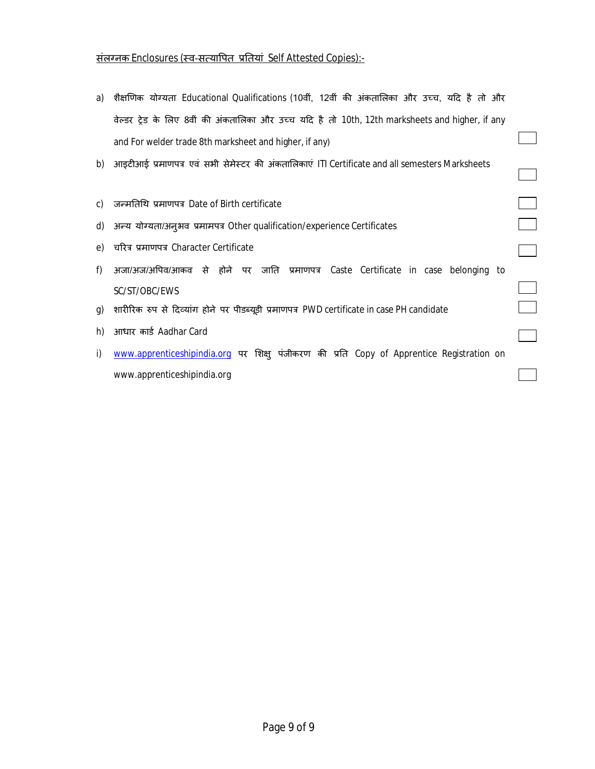<u>संलग्नक Enclosures (स्व-सत्यापित प्रतियां Self Attested Copies):-</u>

a) शैक्षणिक योग्यता Educational Qualifications (10वीं, 12वीं की अंकतालिका और उच्च, यदि है तो और वेल्डर ट्रेड के लिए 8वीं की अंकतालिका और उच्च यदि है तो 10th, 12th marksheets and higher, if any and For welder trade 8th marksheet and higher, if any) ☐

b) आइटीआई प्रमाणपत्र एवं सभी सेमेस्टर की अंकतालिकाएं ITI Certificate and all semesters Marksheets ☐

c) जन्मतिथि प्रमाणपत्र Date of Birth certificate ☐

d) अन्य योग्यता/अनुभव प्रमामपत्र Other qualification/experience Certificates ☐

e) चरित्र प्रमाणपत्र Character Certificate ☐

f) अजा/अज/अपिव/आकव से होने पर जाति प्रमाणपत्र Caste Certificate in case belonging to SC/ST/OBC/EWS ☐

g) शारीरिक रुप से दिव्यांग होने पर पीडब्यूडी प्रमाणपत्र PWD certificate in case PH candidate ☐

h) आधार कार्ड Aadhar Card ☐

i) www.apprenticeshipindia.org पर शिक्षु पंजीकरण की प्रति Copy of Apprentice Registration on www.apprenticeshipindia.org ☐